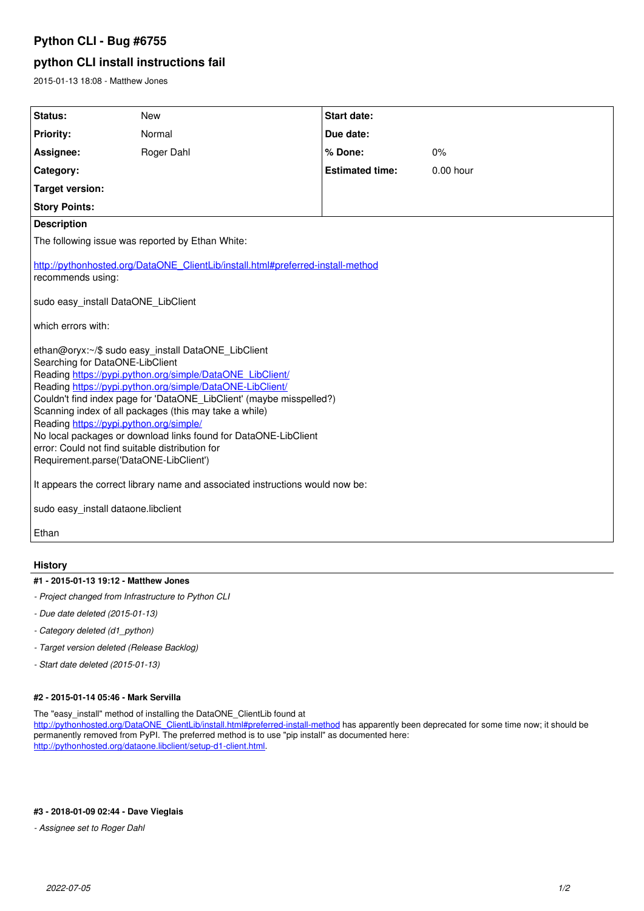# Python CLI - Bug #6755

## python CLI install instructions fail

2015-01-13 18:08 - Matthew Jones

| | | | |
|---|---|---|---|
| **Status:** | New | **Start date:** | |
| **Priority:** | Normal | **Due date:** | |
| **Assignee:** | Roger Dahl | **% Done:** | 0% |
| **Category:** | | **Estimated time:** | 0.00 hour |
| **Target version:** | | | |
| **Story Points:** | | | |

**Description**

The following issue was reported by Ethan White:

http://pythonhosted.org/DataONE_ClientLib/install.html#preferred-install-method
recommends using:

sudo easy_install DataONE_LibClient

which errors with:

```
ethan@oryx:~/$ sudo easy_install DataONE_LibClient
Searching for DataONE-LibClient
Reading https://pypi.python.org/simple/DataONE_LibClient/
Reading https://pypi.python.org/simple/DataONE-LibClient/
Couldn't find index page for 'DataONE_LibClient' (maybe misspelled?)
Scanning index of all packages (this may take a while)
Reading https://pypi.python.org/simple/
No local packages or download links found for DataONE-LibClient
error: Could not find suitable distribution for
Requirement.parse('DataONE-LibClient')
```

It appears the correct library name and associated instructions would now be:

sudo easy_install dataone.libclient

Ethan

### History

**#1 - 2015-01-13 19:12 - Matthew Jones**

- *Project changed from Infrastructure to Python CLI*
- *Due date deleted (2015-01-13)*
- *Category deleted (d1_python)*
- *Target version deleted (Release Backlog)*
- *Start date deleted (2015-01-13)*

**#2 - 2015-01-14 05:46 - Mark Servilla**

The "easy_install" method of installing the DataONE_ClientLib found at http://pythonhosted.org/DataONE_ClientLib/install.html#preferred-install-method has apparently been deprecated for some time now; it should be permanently removed from PyPI. The preferred method is to use "pip install" as documented here: http://pythonhosted.org/dataone.libclient/setup-d1-client.html.

**#3 - 2018-01-09 02:44 - Dave Vieglais**

- *Assignee set to Roger Dahl*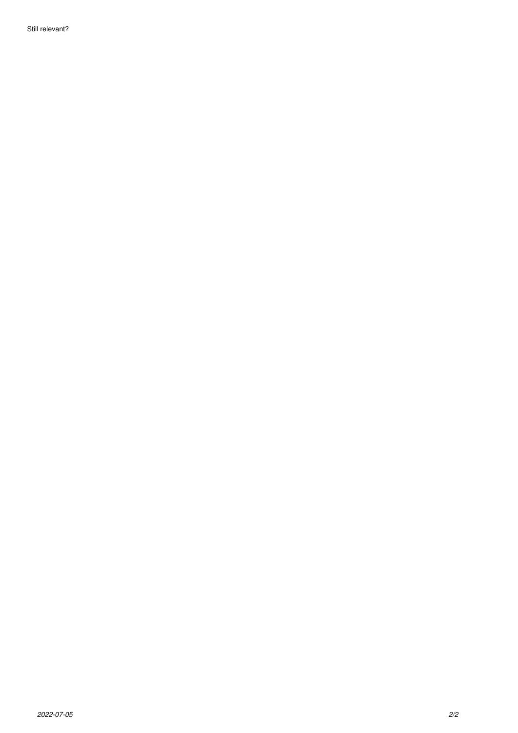Still relevant?